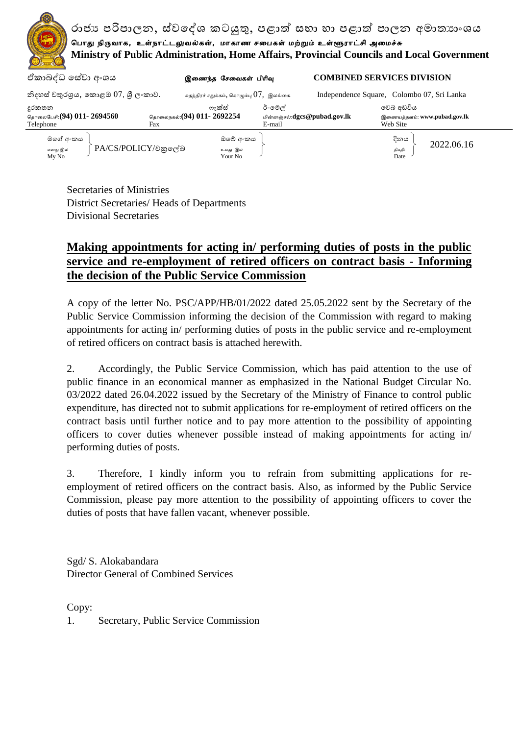රාජ්‍ය පරිපාලන, ස්වදේශ කටයුතු, පළාත් සභා හා පළාත් පාලන අමාත්‍යාංශය
பொது நிருவாக, உள்நாட்டலுவல்கள், மாகாண சபைகள் மற்றும் உள்ளூராட்சி அமைச்சு
**Ministry of Public Administration, Home Affairs, Provincial Councils and Local Government**

| ඒකාබද්ධ සේවා අංශය | இணைந்த சேவைகள் பிரிவு | COMBINED SERVICES DIVISION |
|---|---|---|
| නිදහස් චතුරශ්‍රය, කොළඹ 07, ශ්‍රී ලංකාව. | சுதந்திரச் சதுக்கம், கொழும்பு 07, இலங்கை. | Independence Square, Colombo 07, Sri Lanka |

| දුරකතන / தொலைபேசி / Telephone | ෆැක්ස් / தொலைநகல் / Fax | ඊ-මේල් / மின்னஞ்சல் / E-mail | වෙබ් අඩවිය / இணையத்தளம் / Web Site |
|---|---|---|---|
| (94) 011- 2694560 | (94) 011- 2692254 | dgcs@pubad.gov.lk | www.pubad.gov.lk |

| මගේ අංකය / எனது இல / My No | ඔබේ අංකය / உமது இல / Your No | දිනය / திகதி / Date |
|---|---|---|
| PA/CS/POLICY/චක්‍රලේඛ | | 2022.06.16 |

Secretaries of Ministries
District Secretaries/ Heads of Departments
Divisional Secretaries

**<u>Making appointments for acting in/ performing duties of posts in the public service and re-employment of retired officers on contract basis - Informing the decision of the Public Service Commission</u>**

A copy of the letter No. PSC/APP/HB/01/2022 dated 25.05.2022 sent by the Secretary of the Public Service Commission informing the decision of the Commission with regard to making appointments for acting in/ performing duties of posts in the public service and re-employment of retired officers on contract basis is attached herewith.

2. Accordingly, the Public Service Commission, which has paid attention to the use of public finance in an economical manner as emphasized in the National Budget Circular No. 03/2022 dated 26.04.2022 issued by the Secretary of the Ministry of Finance to control public expenditure, has directed not to submit applications for re-employment of retired officers on the contract basis until further notice and to pay more attention to the possibility of appointing officers to cover duties whenever possible instead of making appointments for acting in/ performing duties of posts.

3. Therefore, I kindly inform you to refrain from submitting applications for re-employment of retired officers on the contract basis. Also, as informed by the Public Service Commission, please pay more attention to the possibility of appointing officers to cover the duties of posts that have fallen vacant, whenever possible.

Sgd/ S. Alokabandara
Director General of Combined Services

Copy:
1. Secretary, Public Service Commission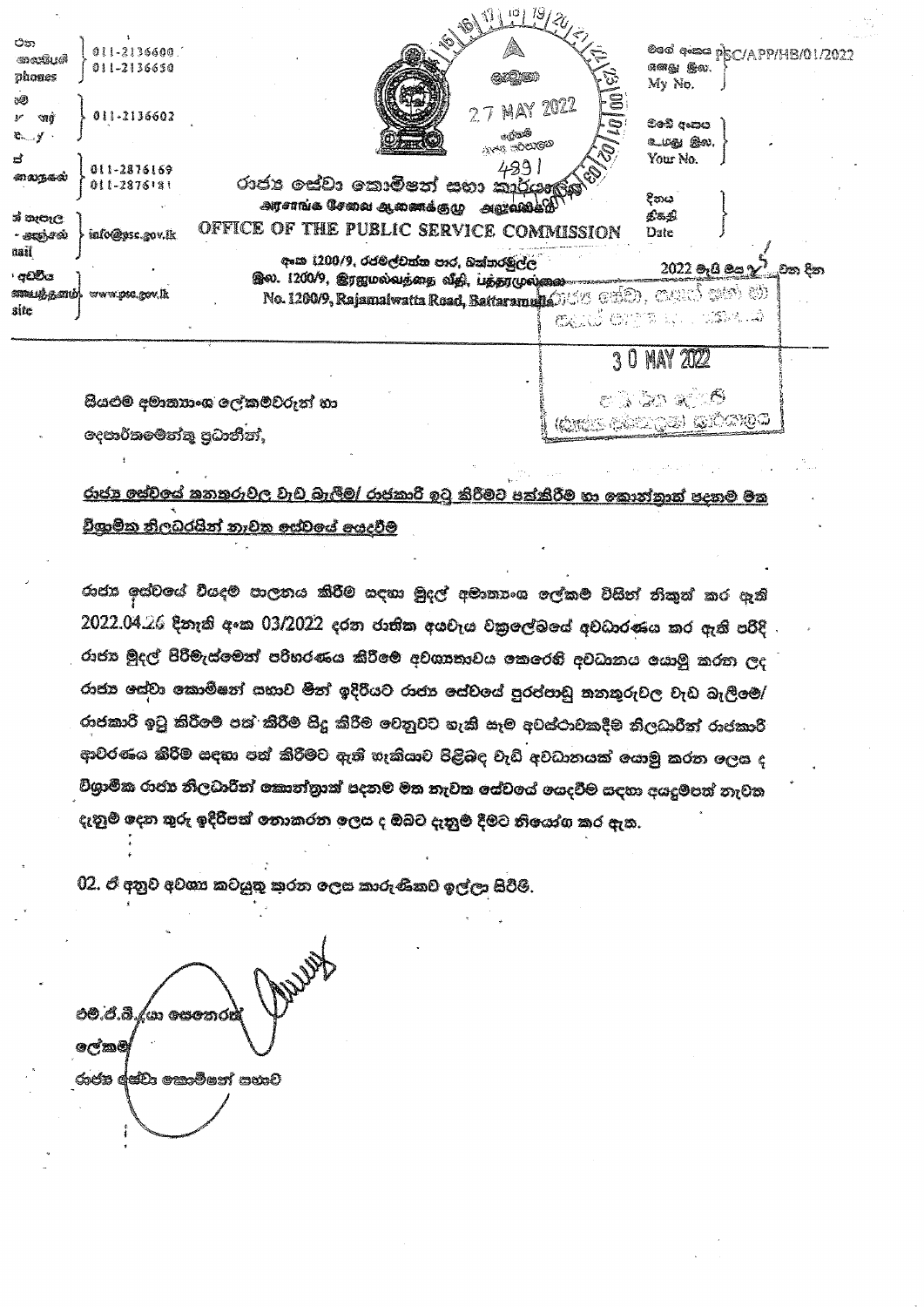දුරකථන
தொலைபேசி
phones
} 011-2136600
011-2136650

ෆැක්ස්
தொலைநகல்
Fax
} 011-2136602

} 011-2876169
011-2876181

ඊ මේල්
மின்னஞ்சல்
e-mail
} info@psc.gov.lk

වෙබ් අඩවිය
இணையத்தளம்
website
} www.psc.gov.lk

රාජ්‍ය සේවා කොමිෂන් සභා කාර්යාලය
அரசாங்க சேவை ஆணைக்குழு அலுவலகம்
OFFICE OF THE PUBLIC SERVICE COMMISSION

අංක 1200/9, රජමල්වත්ත පාර, බත්තරමුල්ල
இல. 1200/9, இராஜமல்வத்தை வீதி, பத்தரமுல்லை
No. 1200/9, Rajamalwatta Road, Battaramulla

මගේ අංකය
எனது இல.
My No.
} PSC/APP/HB/01/2022

ඔබේ අංකය
உமது இல.
Your No.

දිනය
திகதි
Date
} 2022 මැයි මස 25 වන දින

සියළුම අමාත්‍යාංශ ලේකම්වරුන් හා

දෙපාර්තමේන්තු ප්‍රධානීන්,

**<u>රාජ්‍ය සේවයේ තනතුරුවල වැඩ බැලීම්/ රාජකාරි ඉටු කිරීමට පත්කිරීම හා කොන්ත්‍රාත් පදනම මත විශ්‍රාමික නිලධරයින් නැවත සේවයේ යෙදවීම</u>**

රාජ්‍ය සේවයේ වියදම් පාලනය කිරීම සඳහා මුදල් අමාත්‍යාංශ ලේකම් විසින් නිකුත් කර ඇති 2022.04.26 දිනැති අංක 03/2022 දරන රාජ්‍ය අයවැය චක්‍රලේඛයේ අවධාරණය කර ඇති පරිදි රාජ්‍ය මුදල් පිරිමැස්මෙන් පරිහරණය කිරීමේ අවශ්‍යතාවය කෙරෙහි අවධානය යොමු කරන ලද රාජ්‍ය සේවා කොමිෂන් සභාව මින් ඉදිරියට රාජ්‍ය සේවයේ පුරප්පාඩු තනතුරුවල වැඩ බැලීමේ/ රාජකාරි ඉටු කිරීමේ පත් කිරීම සිදු කිරීම වෙනුවට හැකි සෑම අවස්ථාවකදීම නිලධරින් රාජකාරි ආවරණය කිරීම සඳහා පත් කිරීමට ඇති හැකියාව පිළිබඳ වැඩි අවධානයක් යොමු කරන ලෙස ද විශ්‍රාමික රාජ්‍ය නිලධාරීන් කොන්ත්‍රාත් පදනම මත නැවත සේවයේ යෙදවීම සඳහා අයදුම්පත් නැවත දැනුම් දෙන තුරු ඉදිරිපත් නොකරන ලෙස ද ඔබට දැනුම් දීමට නියෝග කර ඇත.

02. ඒ අනුව අවශ්‍ය කටයුතු කරන ලෙස කාරුණිකව ඉල්ලා සිටිමි.

එම්.ඒ.බී. දයා සෙනෙරත්

ලේකම්

රාජ්‍ය සේවා කොමිෂන් සභාව